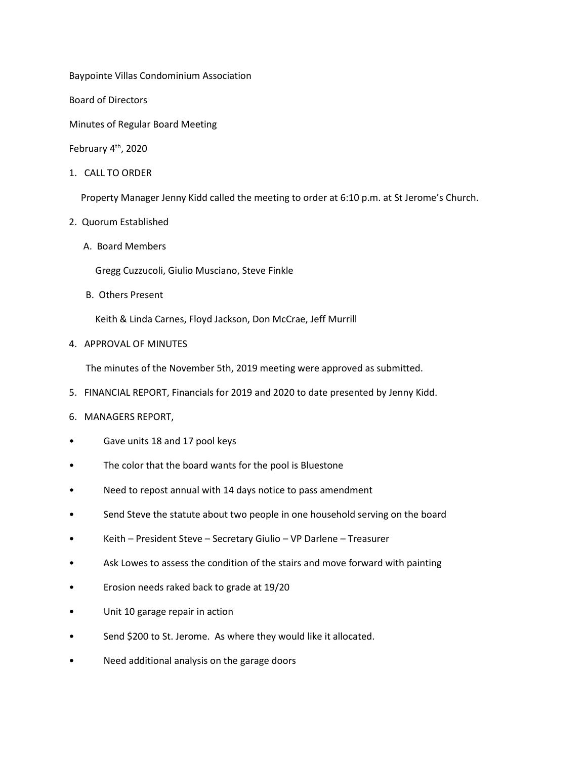Baypointe Villas Condominium Association

Board of Directors

Minutes of Regular Board Meeting

February 4th, 2020

1. CALL TO ORDER

   Property Manager Jenny Kidd called the meeting to order at 6:10 p.m. at St Jerome's Church.

2. Quorum Established

   A. Board Members

      Gregg Cuzzucoli, Giulio Musciano, Steve Finkle

   B. Others Present

      Keith & Linda Carnes, Floyd Jackson, Don McCrae, Jeff Murrill

4. APPROVAL OF MINUTES

   The minutes of the November 5th, 2019 meeting were approved as submitted.

5. FINANCIAL REPORT, Financials for 2019 and 2020 to date presented by Jenny Kidd.

6. MANAGERS REPORT,

- Gave units 18 and 17 pool keys
- The color that the board wants for the pool is Bluestone
- Need to repost annual with 14 days notice to pass amendment
- Send Steve the statute about two people in one household serving on the board
- Keith – President Steve – Secretary Giulio – VP Darlene – Treasurer
- Ask Lowes to assess the condition of the stairs and move forward with painting
- Erosion needs raked back to grade at 19/20
- Unit 10 garage repair in action
- Send $200 to St. Jerome. As where they would like it allocated.
- Need additional analysis on the garage doors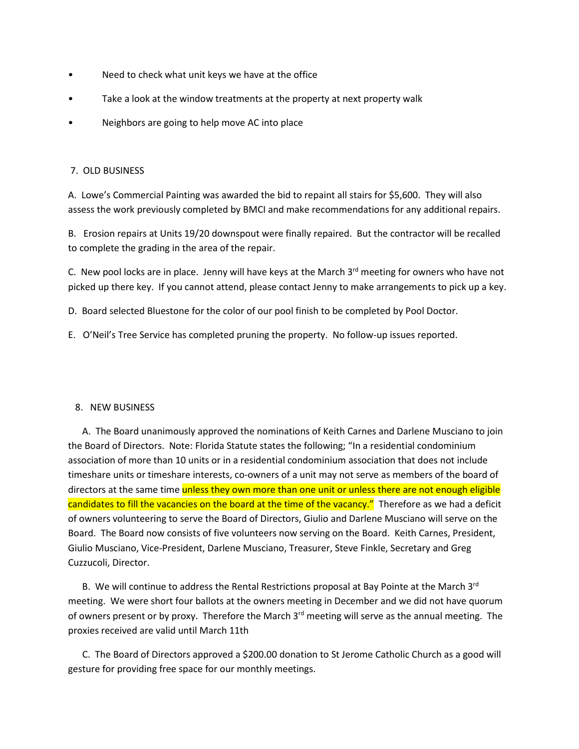- Need to check what unit keys we have at the office
- Take a look at the window treatments at the property at next property walk
- Neighbors are going to help move AC into place

7. OLD BUSINESS

A. Lowe's Commercial Painting was awarded the bid to repaint all stairs for $5,600. They will also assess the work previously completed by BMCI and make recommendations for any additional repairs.

B. Erosion repairs at Units 19/20 downspout were finally repaired. But the contractor will be recalled to complete the grading in the area of the repair.

C. New pool locks are in place. Jenny will have keys at the March 3rd meeting for owners who have not picked up there key. If you cannot attend, please contact Jenny to make arrangements to pick up a key.

D. Board selected Bluestone for the color of our pool finish to be completed by Pool Doctor.

E. O'Neil's Tree Service has completed pruning the property. No follow-up issues reported.

8. NEW BUSINESS

A. The Board unanimously approved the nominations of Keith Carnes and Darlene Musciano to join the Board of Directors. Note: Florida Statute states the following; "In a residential condominium association of more than 10 units or in a residential condominium association that does not include timeshare units or timeshare interests, co-owners of a unit may not serve as members of the board of directors at the same time unless they own more than one unit or unless there are not enough eligible candidates to fill the vacancies on the board at the time of the vacancy." Therefore as we had a deficit of owners volunteering to serve the Board of Directors, Giulio and Darlene Musciano will serve on the Board. The Board now consists of five volunteers now serving on the Board. Keith Carnes, President, Giulio Musciano, Vice-President, Darlene Musciano, Treasurer, Steve Finkle, Secretary and Greg Cuzzucoli, Director.

B. We will continue to address the Rental Restrictions proposal at Bay Pointe at the March 3rd meeting. We were short four ballots at the owners meeting in December and we did not have quorum of owners present or by proxy. Therefore the March 3rd meeting will serve as the annual meeting. The proxies received are valid until March 11th

C. The Board of Directors approved a $200.00 donation to St Jerome Catholic Church as a good will gesture for providing free space for our monthly meetings.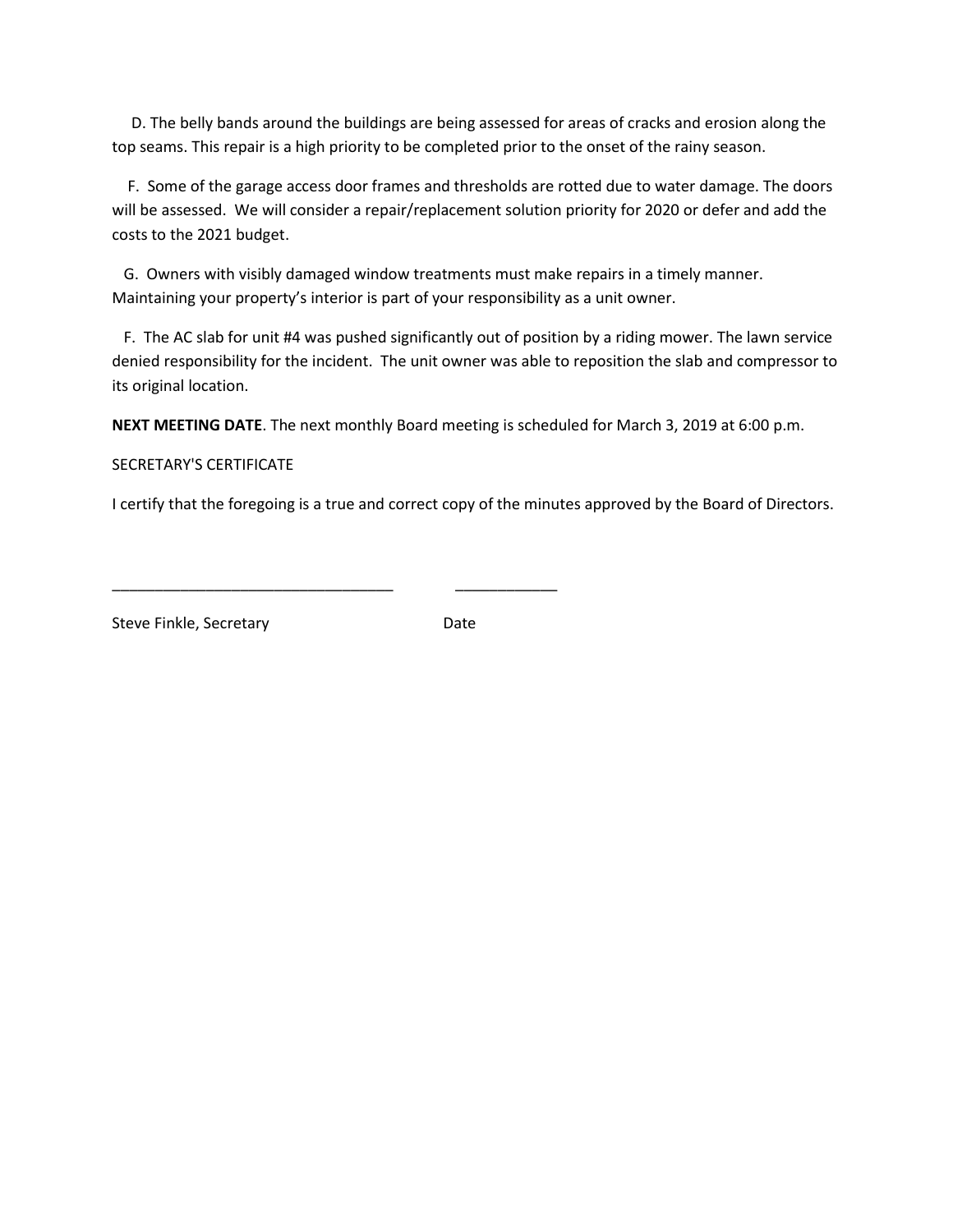D. The belly bands around the buildings are being assessed for areas of cracks and erosion along the top seams. This repair is a high priority to be completed prior to the onset of the rainy season.

F. Some of the garage access door frames and thresholds are rotted due to water damage. The doors will be assessed. We will consider a repair/replacement solution priority for 2020 or defer and add the costs to the 2021 budget.

G. Owners with visibly damaged window treatments must make repairs in a timely manner. Maintaining your property's interior is part of your responsibility as a unit owner.

F. The AC slab for unit #4 was pushed significantly out of position by a riding mower. The lawn service denied responsibility for the incident. The unit owner was able to reposition the slab and compressor to its original location.

**NEXT MEETING DATE**. The next monthly Board meeting is scheduled for March 3, 2019 at 6:00 p.m.

SECRETARY'S CERTIFICATE

I certify that the foregoing is a true and correct copy of the minutes approved by the Board of Directors.

_________________________________ ____________

Steve Finkle, Secretary Date